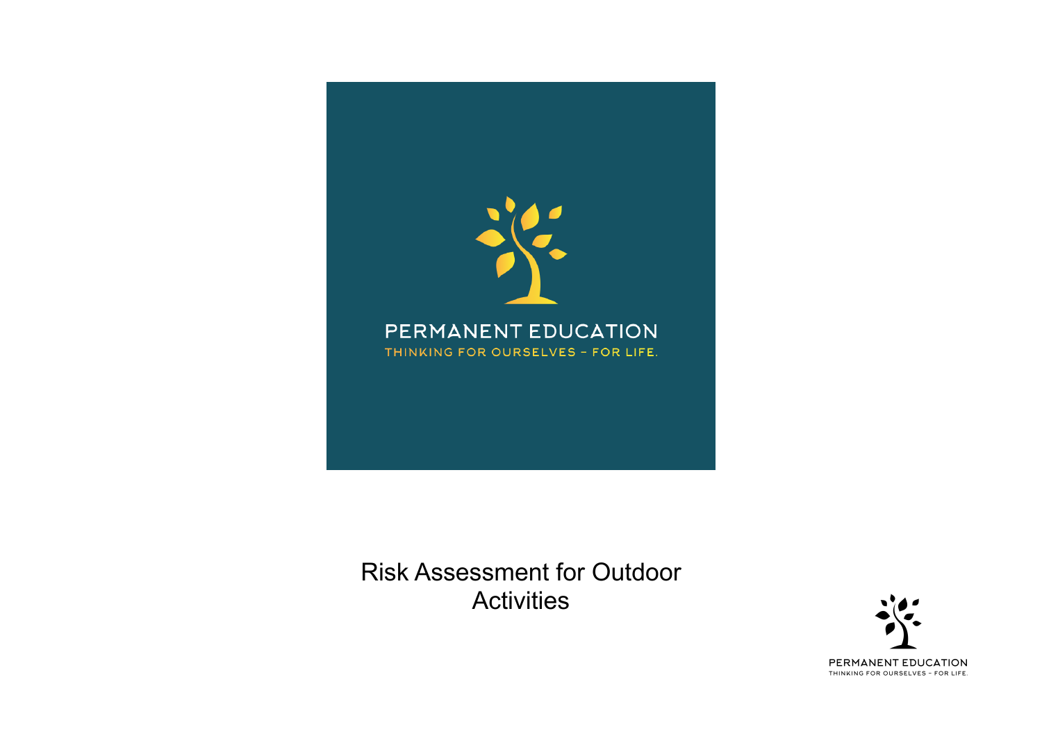PERMANENT EDUCATION

THINKING FOR OURSELVES – FOR LIFE.

# Risk Assessment for Outdoor Activities

PERMANENT EDUCATION

THINKING FOR OURSELVES – FOR LIFE.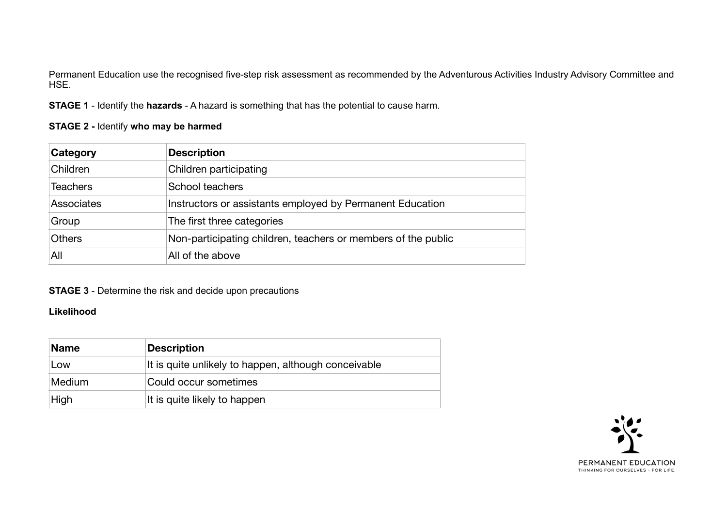Permanent Education use the recognised five-step risk assessment as recommended by the Adventurous Activities Industry Advisory Committee and HSE.

**STAGE 1** - Identify the **hazards** - A hazard is something that has the potential to cause harm.

**STAGE 2 -** Identify **who may be harmed**

| Category | Description |
| --- | --- |
| Children | Children participating |
| Teachers | School teachers |
| Associates | Instructors or assistants employed by Permanent Education |
| Group | The first three categories |
| Others | Non-participating children, teachers or members of the public |
| All | All of the above |

**STAGE 3** - Determine the risk and decide upon precautions

**Likelihood**

| Name | Description |
| --- | --- |
| Low | It is quite unlikely to happen, although conceivable |
| Medium | Could occur sometimes |
| High | It is quite likely to happen |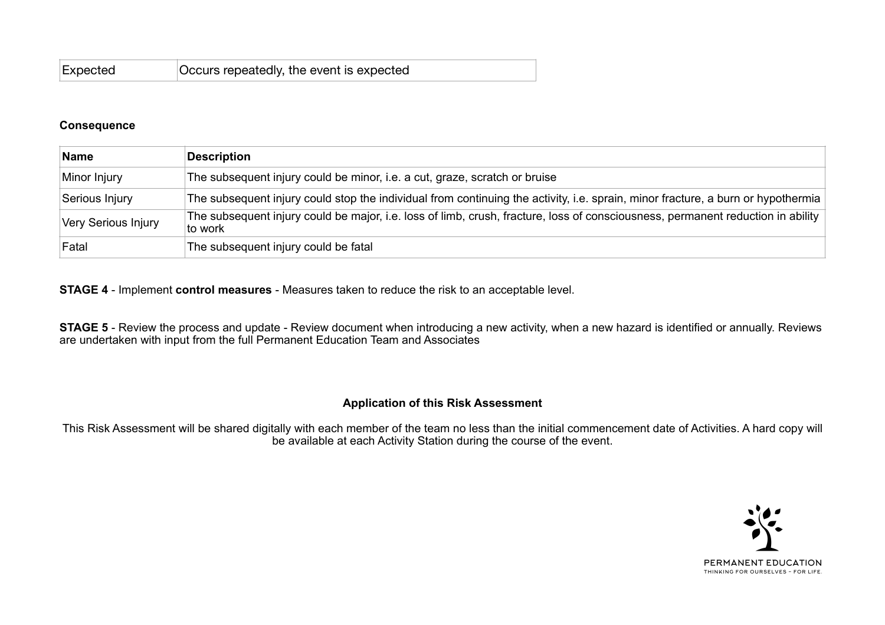| Expected | Occurs repeatedly, the event is expected |
|---|---|

**Consequence**

| Name | Description |
|---|---|
| Minor Injury | The subsequent injury could be minor, i.e. a cut, graze, scratch or bruise |
| Serious Injury | The subsequent injury could stop the individual from continuing the activity, i.e. sprain, minor fracture, a burn or hypothermia |
| Very Serious Injury | The subsequent injury could be major, i.e. loss of limb, crush, fracture, loss of consciousness, permanent reduction in ability to work |
| Fatal | The subsequent injury could be fatal |

**STAGE 4** - Implement **control measures** - Measures taken to reduce the risk to an acceptable level.

**STAGE 5** - Review the process and update - Review document when introducing a new activity, when a new hazard is identified or annually. Reviews are undertaken with input from the full Permanent Education Team and Associates

**Application of this Risk Assessment**

This Risk Assessment will be shared digitally with each member of the team no less than the initial commencement date of Activities. A hard copy will be available at each Activity Station during the course of the event.

PERMANENT EDUCATION
THINKING FOR OURSELVES - FOR LIFE.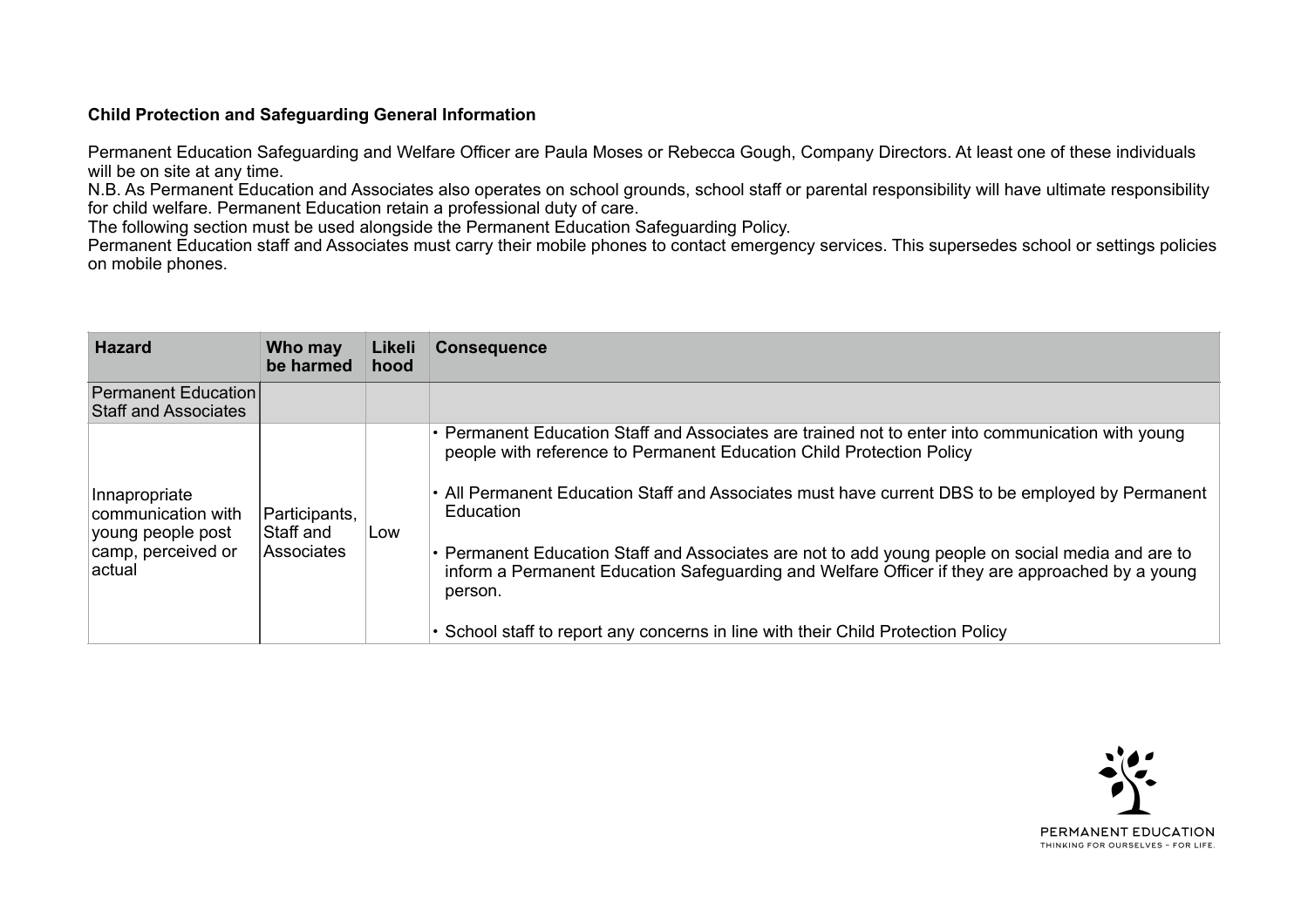**Child Protection and Safeguarding General Information**

Permanent Education Safeguarding and Welfare Officer are Paula Moses or Rebecca Gough, Company Directors. At least one of these individuals will be on site at any time.
N.B. As Permanent Education and Associates also operates on school grounds, school staff or parental responsibility will have ultimate responsibility for child welfare. Permanent Education retain a professional duty of care.
The following section must be used alongside the Permanent Education Safeguarding Policy.
Permanent Education staff and Associates must carry their mobile phones to contact emergency services. This supersedes school or settings policies on mobile phones.

| Hazard | Who may be harmed | Likelihood | Consequence |
|---|---|---|---|
| Permanent Education Staff and Associates | | | |
| Innapropriate communication with young people post camp, perceived or actual | Participants, Staff and Associates | Low | • Permanent Education Staff and Associates are trained not to enter into communication with young people with reference to Permanent Education Child Protection Policy<br>• All Permanent Education Staff and Associates must have current DBS to be employed by Permanent Education<br>• Permanent Education Staff and Associates are not to add young people on social media and are to inform a Permanent Education Safeguarding and Welfare Officer if they are approached by a young person.<br>• School staff to report any concerns in line with their Child Protection Policy |

PERMANENT EDUCATION
THINKING FOR OURSELVES – FOR LIFE.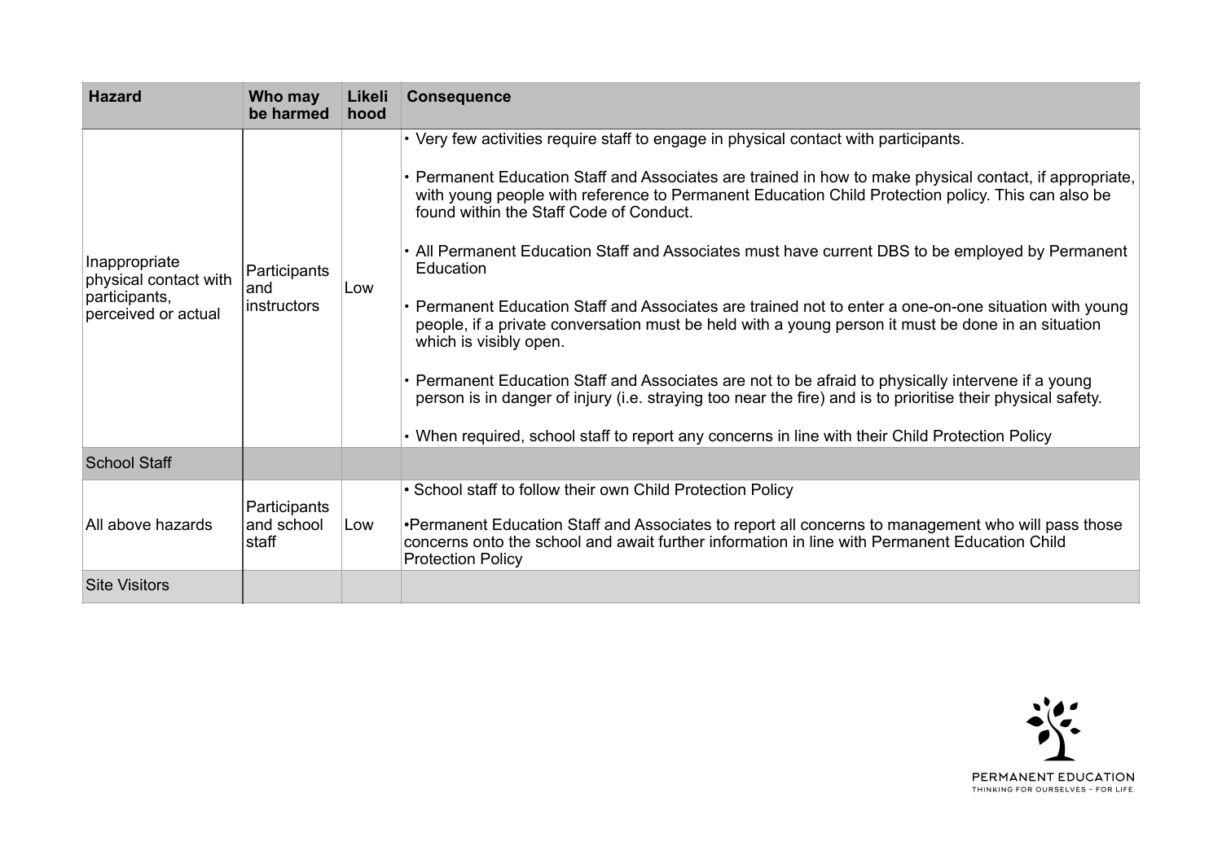| Hazard | Who may be harmed | Likelihood | Consequence |
|---|---|---|---|
| Inappropriate physical contact with participants, perceived or actual | Participants and instructors | Low | • Very few activities require staff to engage in physical contact with participants.<br><br>• Permanent Education Staff and Associates are trained in how to make physical contact, if appropriate, with young people with reference to Permanent Education Child Protection policy. This can also be found within the Staff Code of Conduct.<br><br>• All Permanent Education Staff and Associates must have current DBS to be employed by Permanent Education<br><br>• Permanent Education Staff and Associates are trained not to enter a one-on-one situation with young people, if a private conversation must be held with a young person it must be done in an situation which is visibly open.<br><br>• Permanent Education Staff and Associates are not to be afraid to physically intervene if a young person is in danger of injury (i.e. straying too near the fire) and is to prioritise their physical safety.<br><br>• When required, school staff to report any concerns in line with their Child Protection Policy |
| School Staff | | | |
| All above hazards | Participants and school staff | Low | • School staff to follow their own Child Protection Policy<br><br>•Permanent Education Staff and Associates to report all concerns to management who will pass those concerns onto the school and await further information in line with Permanent Education Child Protection Policy |
| Site Visitors | | | |

PERMANENT EDUCATION
THINKING FOR OURSELVES – FOR LIFE.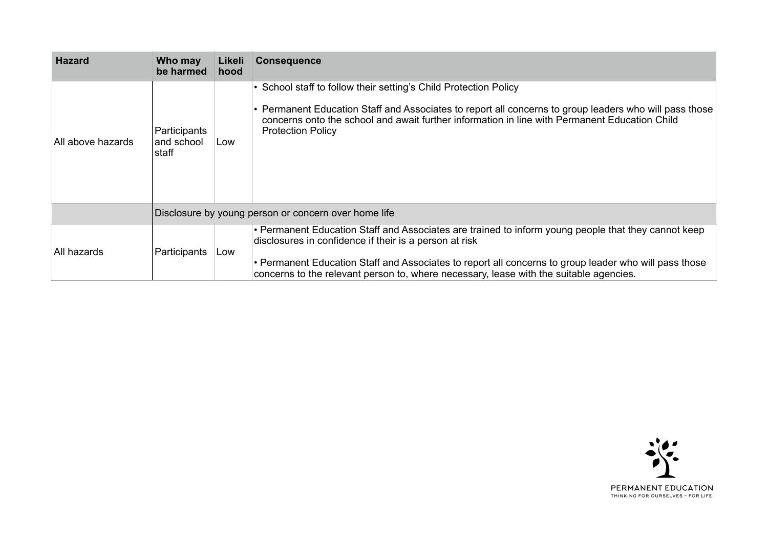| Hazard | Who may be harmed | Likelihood | Consequence |
|---|---|---|---|
| All above hazards | Participants and school staff | Low | • School staff to follow their setting's Child Protection Policy<br><br>• Permanent Education Staff and Associates to report all concerns to group leaders who will pass those concerns onto the school and await further information in line with Permanent Education Child Protection Policy |
| | Disclosure by young person or concern over home life | | |
| All hazards | Participants | Low | • Permanent Education Staff and Associates are trained to inform young people that they cannot keep disclosures in confidence if their is a person at risk<br><br>• Permanent Education Staff and Associates to report all concerns to group leader who will pass those concerns to the relevant person to, where necessary, lease with the suitable agencies. |

PERMANENT EDUCATION
THINKING FOR OURSELVES – FOR LIFE.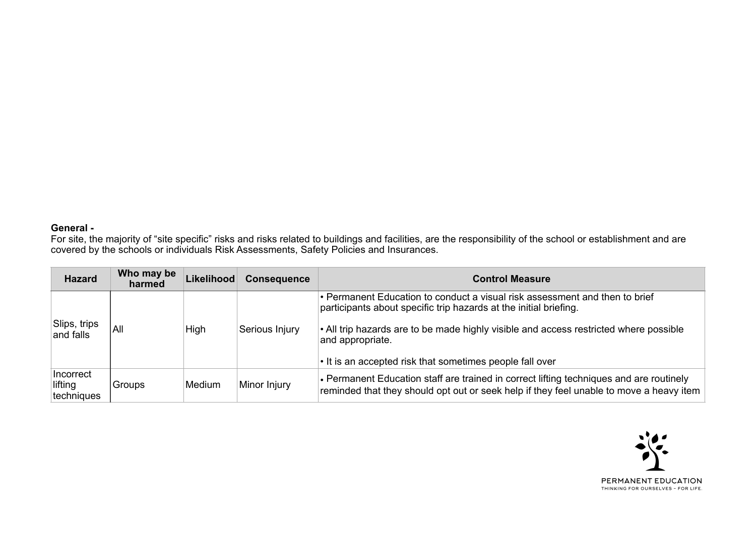**General -**
For site, the majority of "site specific" risks and risks related to buildings and facilities, are the responsibility of the school or establishment and are covered by the schools or individuals Risk Assessments, Safety Policies and Insurances.

| Hazard | Who may be harmed | Likelihood | Consequence | Control Measure |
|---|---|---|---|---|
| Slips, trips and falls | All | High | Serious Injury | • Permanent Education to conduct a visual risk assessment and then to brief participants about specific trip hazards at the initial briefing.<br><br>• All trip hazards are to be made highly visible and access restricted where possible and appropriate.<br><br>• It is an accepted risk that sometimes people fall over |
| Incorrect lifting techniques | Groups | Medium | Minor Injury | • Permanent Education staff are trained in correct lifting techniques and are routinely reminded that they should opt out or seek help if they feel unable to move a heavy item |

PERMANENT EDUCATION
THINKING FOR OURSELVES – FOR LIFE.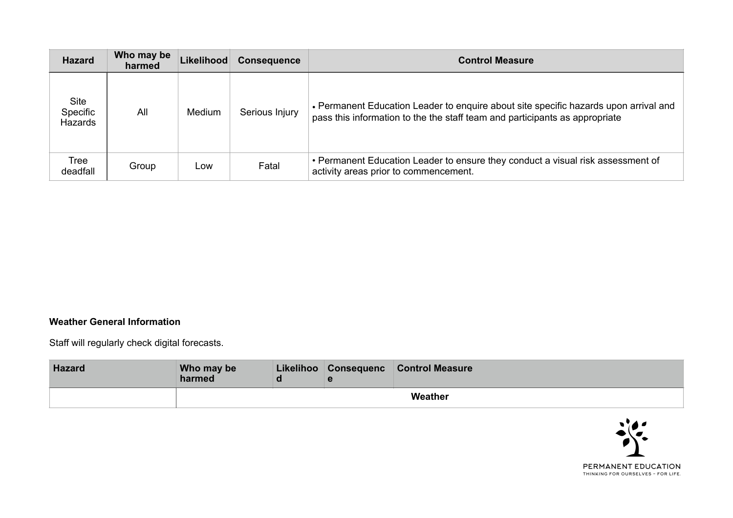| Hazard | Who may be harmed | Likelihood | Consequence | Control Measure |
|---|---|---|---|---|
| Site Specific Hazards | All | Medium | Serious Injury | • Permanent Education Leader to enquire about site specific hazards upon arrival and pass this information to the the staff team and participants as appropriate |
| Tree deadfall | Group | Low | Fatal | • Permanent Education Leader to ensure they conduct a visual risk assessment of activity areas prior to commencement. |

**Weather General Information**

Staff will regularly check digital forecasts.

| Hazard | Who may be harmed | Likelihood | Consequence | Control Measure |
|---|---|---|---|---|
| | Weather | | | |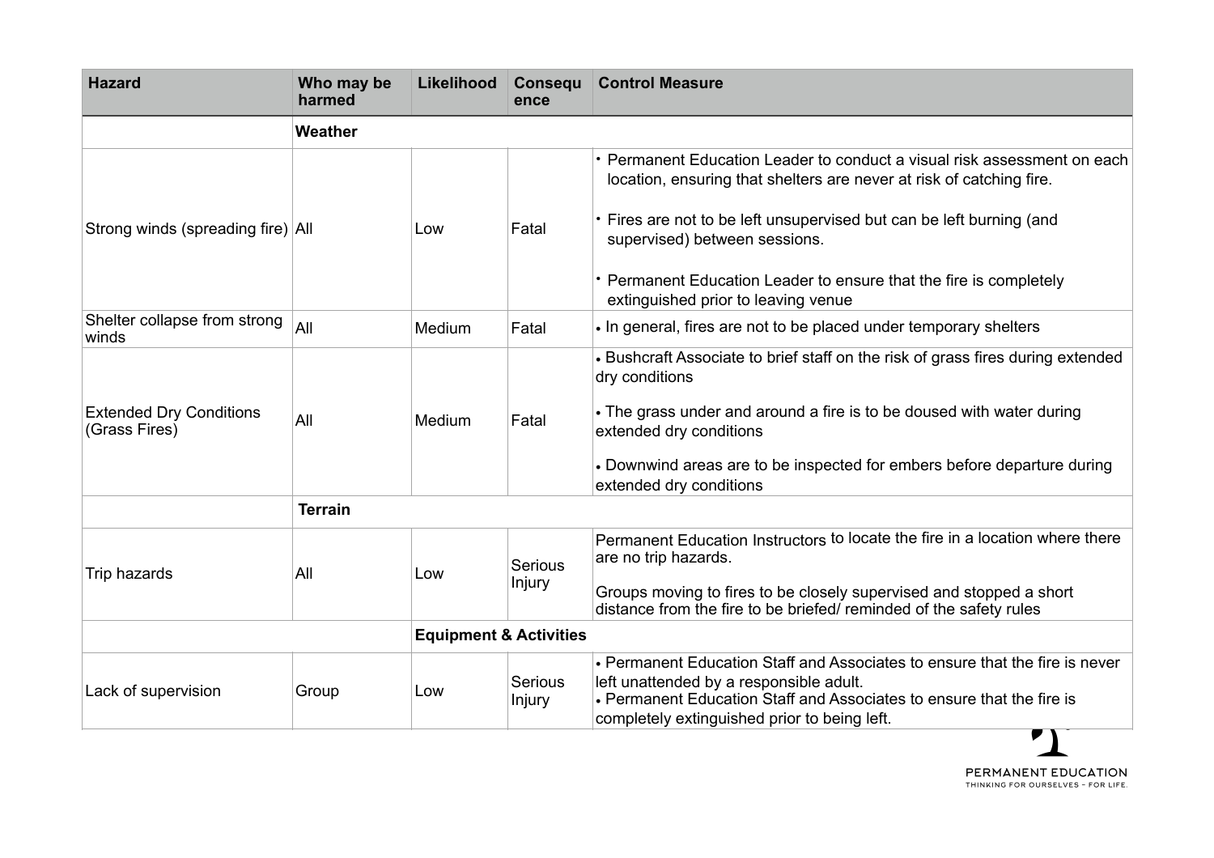| Hazard | Who may be harmed | Likelihood | Consequence | Control Measure |
|---|---|---|---|---|
| | **Weather** | | | |
| Strong winds (spreading fire) | All | Low | Fatal | • Permanent Education Leader to conduct a visual risk assessment on each location, ensuring that shelters are never at risk of catching fire.<br>• Fires are not to be left unsupervised but can be left burning (and supervised) between sessions.<br>• Permanent Education Leader to ensure that the fire is completely extinguished prior to leaving venue |
| Shelter collapse from strong winds | All | Medium | Fatal | • In general, fires are not to be placed under temporary shelters |
| Extended Dry Conditions (Grass Fires) | All | Medium | Fatal | • Bushcraft Associate to brief staff on the risk of grass fires during extended dry conditions<br>• The grass under and around a fire is to be doused with water during extended dry conditions<br>• Downwind areas are to be inspected for embers before departure during extended dry conditions |
| | **Terrain** | | | |
| Trip hazards | All | Low | Serious Injury | Permanent Education Instructors to locate the fire in a location where there are no trip hazards.<br>Groups moving to fires to be closely supervised and stopped a short distance from the fire to be briefed/ reminded of the safety rules |
| | | **Equipment & Activities** | | |
| Lack of supervision | Group | Low | Serious Injury | • Permanent Education Staff and Associates to ensure that the fire is never left unattended by a responsible adult.<br>• Permanent Education Staff and Associates to ensure that the fire is completely extinguished prior to being left. |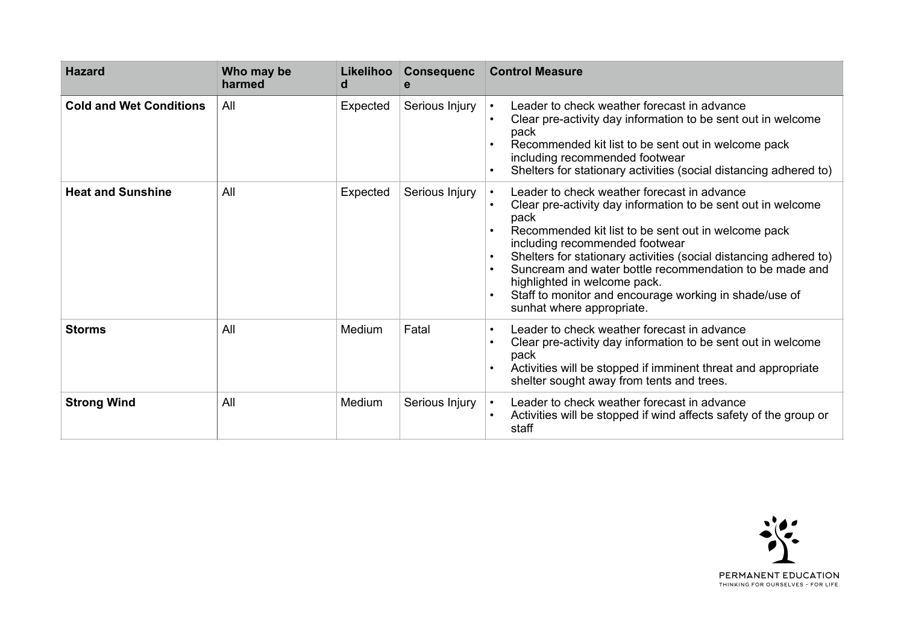| Hazard | Who may be harmed | Likelihood | Consequence | Control Measure |
|---|---|---|---|---|
| **Cold and Wet Conditions** | All | Expected | Serious Injury | • Leader to check weather forecast in advance<br>• Clear pre-activity day information to be sent out in welcome pack<br>• Recommended kit list to be sent out in welcome pack including recommended footwear<br>• Shelters for stationary activities (social distancing adhered to) |
| **Heat and Sunshine** | All | Expected | Serious Injury | • Leader to check weather forecast in advance<br>• Clear pre-activity day information to be sent out in welcome pack<br>• Recommended kit list to be sent out in welcome pack including recommended footwear<br>• Shelters for stationary activities (social distancing adhered to)<br>• Suncream and water bottle recommendation to be made and highlighted in welcome pack.<br>• Staff to monitor and encourage working in shade/use of sunhat where appropriate. |
| **Storms** | All | Medium | Fatal | • Leader to check weather forecast in advance<br>• Clear pre-activity day information to be sent out in welcome pack<br>• Activities will be stopped if imminent threat and appropriate shelter sought away from tents and trees. |
| **Strong Wind** | All | Medium | Serious Injury | • Leader to check weather forecast in advance<br>• Activities will be stopped if wind affects safety of the group or staff |

PERMANENT EDUCATION
THINKING FOR OURSELVES – FOR LIFE.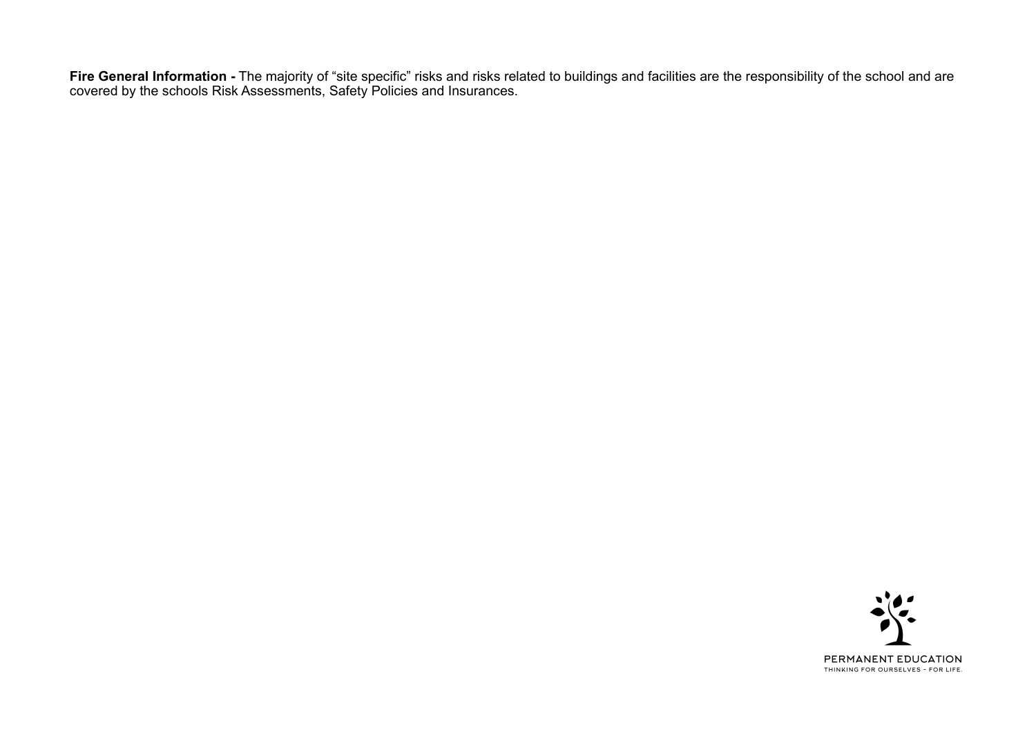**Fire General Information -** The majority of "site specific" risks and risks related to buildings and facilities are the responsibility of the school and are covered by the schools Risk Assessments, Safety Policies and Insurances.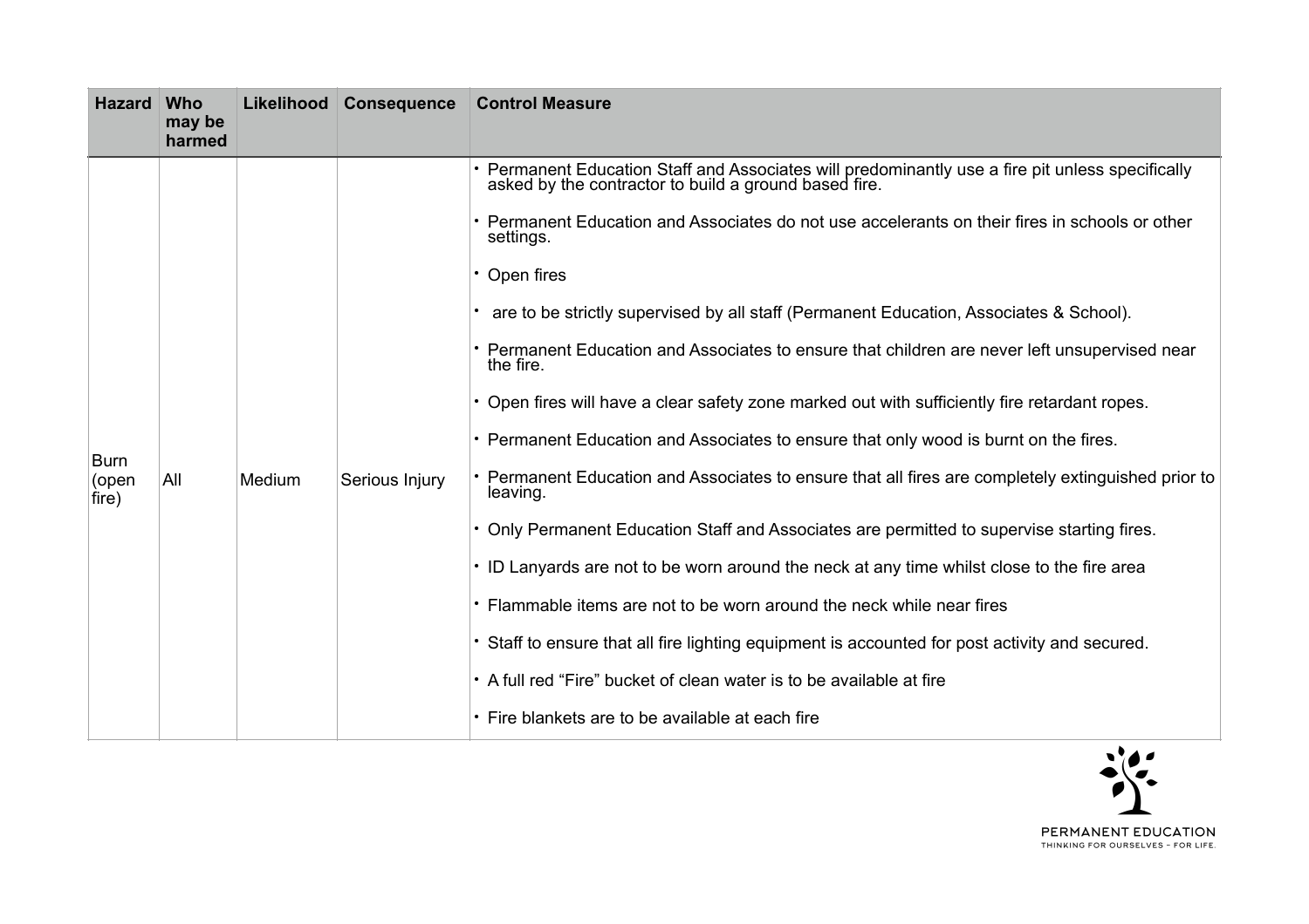| Hazard | Who may be harmed | Likelihood | Consequence | Control Measure |
|---|---|---|---|---|
| Burn (open fire) | All | Medium | Serious Injury | • Permanent Education Staff and Associates will predominantly use a fire pit unless specifically asked by the contractor to build a ground based fire.<br><br>• Permanent Education and Associates do not use accelerants on their fires in schools or other settings.<br><br>• Open fires<br><br>• are to be strictly supervised by all staff (Permanent Education, Associates & School).<br><br>• Permanent Education and Associates to ensure that children are never left unsupervised near the fire.<br><br>• Open fires will have a clear safety zone marked out with sufficiently fire retardant ropes.<br><br>• Permanent Education and Associates to ensure that only wood is burnt on the fires.<br><br>• Permanent Education and Associates to ensure that all fires are completely extinguished prior to leaving.<br><br>• Only Permanent Education Staff and Associates are permitted to supervise starting fires.<br><br>• ID Lanyards are not to be worn around the neck at any time whilst close to the fire area<br><br>• Flammable items are not to be worn around the neck while near fires<br><br>• Staff to ensure that all fire lighting equipment is accounted for post activity and secured.<br><br>• A full red "Fire" bucket of clean water is to be available at fire<br><br>• Fire blankets are to be available at each fire |

PERMANENT EDUCATION
THINKING FOR OURSELVES – FOR LIFE.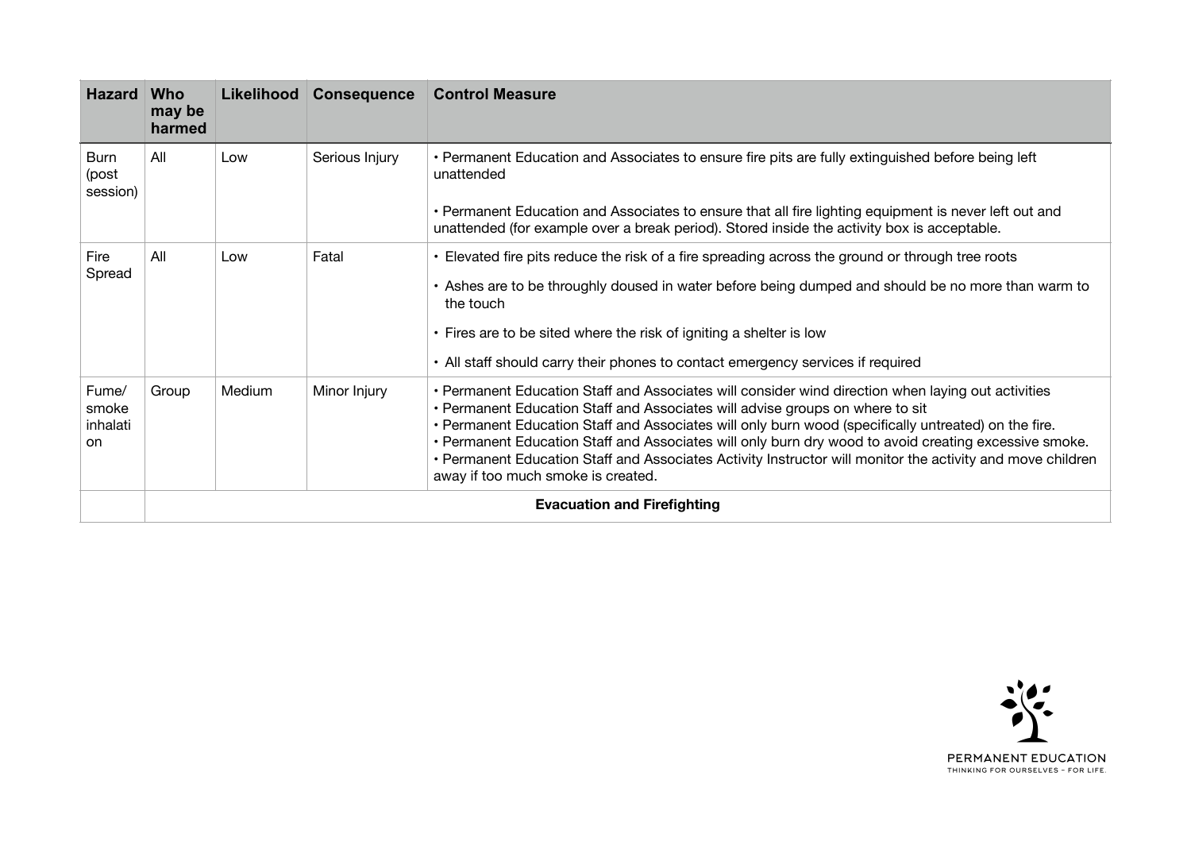| Hazard | Who may be harmed | Likelihood | Consequence | Control Measure |
|---|---|---|---|---|
| Burn (post session) | All | Low | Serious Injury | • Permanent Education and Associates to ensure fire pits are fully extinguished before being left unattended<br><br>• Permanent Education and Associates to ensure that all fire lighting equipment is never left out and unattended (for example over a break period). Stored inside the activity box is acceptable. |
| Fire Spread | All | Low | Fatal | • Elevated fire pits reduce the risk of a fire spreading across the ground or through tree roots<br><br>• Ashes are to be throughly doused in water before being dumped and should be no more than warm to the touch<br><br>• Fires are to be sited where the risk of igniting a shelter is low<br><br>• All staff should carry their phones to contact emergency services if required |
| Fume/ smoke inhalati on | Group | Medium | Minor Injury | • Permanent Education Staff and Associates will consider wind direction when laying out activities<br>• Permanent Education Staff and Associates will advise groups on where to sit<br>• Permanent Education Staff and Associates will only burn wood (specifically untreated) on the fire.<br>• Permanent Education Staff and Associates will only burn dry wood to avoid creating excessive smoke.<br>• Permanent Education Staff and Associates Activity Instructor will monitor the activity and move children away if too much smoke is created. |
| | **Evacuation and Firefighting** | | | |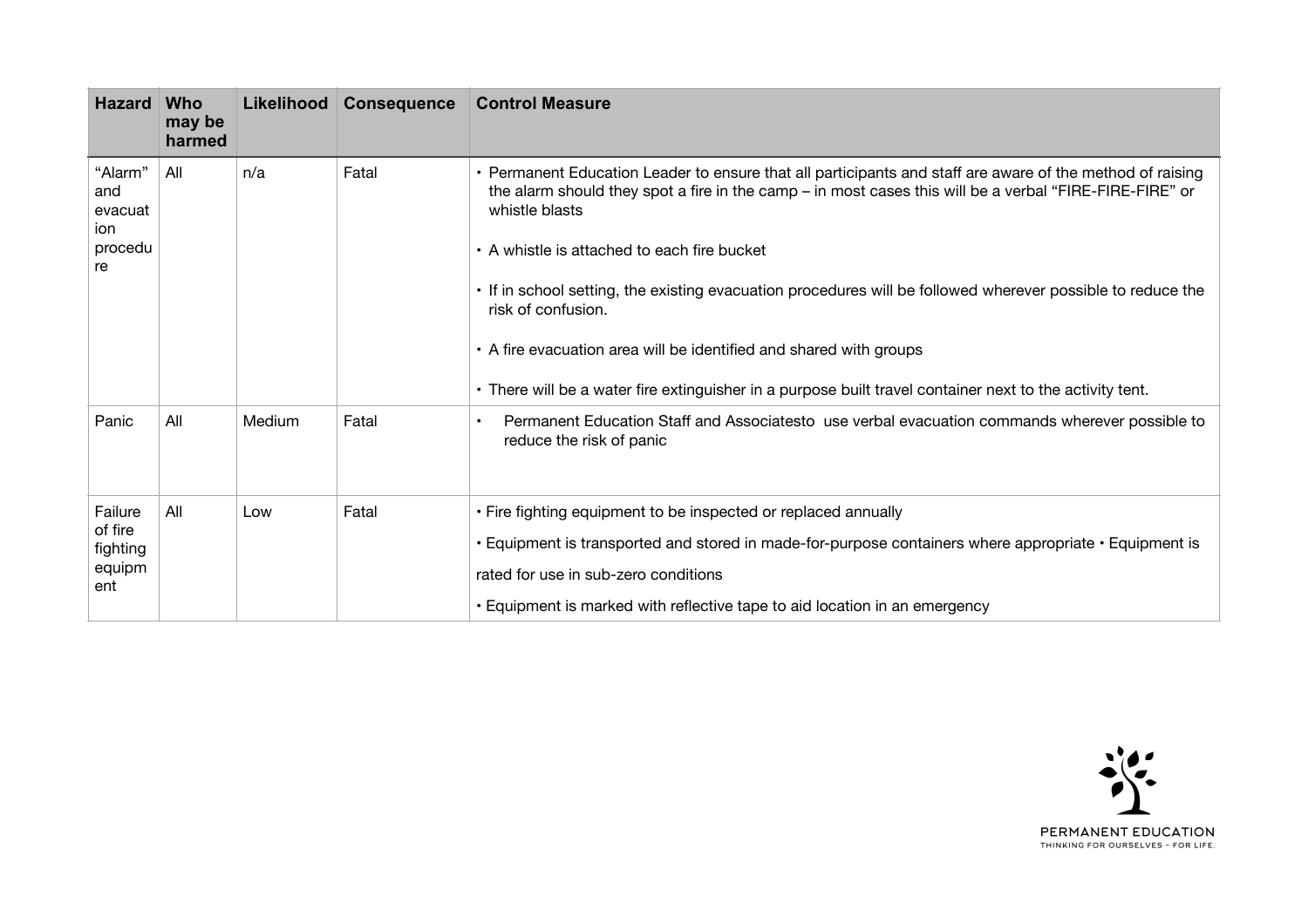| Hazard | Who may be harmed | Likelihood | Consequence | Control Measure |
|---|---|---|---|---|
| "Alarm" and evacuation procedure | All | n/a | Fatal | • Permanent Education Leader to ensure that all participants and staff are aware of the method of raising the alarm should they spot a fire in the camp – in most cases this will be a verbal "FIRE-FIRE-FIRE" or whistle blasts<br>• A whistle is attached to each fire bucket<br>• If in school setting, the existing evacuation procedures will be followed wherever possible to reduce the risk of confusion.<br>• A fire evacuation area will be identified and shared with groups<br>• There will be a water fire extinguisher in a purpose built travel container next to the activity tent. |
| Panic | All | Medium | Fatal | • Permanent Education Staff and Associatesto use verbal evacuation commands wherever possible to reduce the risk of panic |
| Failure of fire fighting equipment | All | Low | Fatal | • Fire fighting equipment to be inspected or replaced annually<br>• Equipment is transported and stored in made-for-purpose containers where appropriate • Equipment is rated for use in sub-zero conditions<br>• Equipment is marked with reflective tape to aid location in an emergency |

PERMANENT EDUCATION
THINKING FOR OURSELVES – FOR LIFE.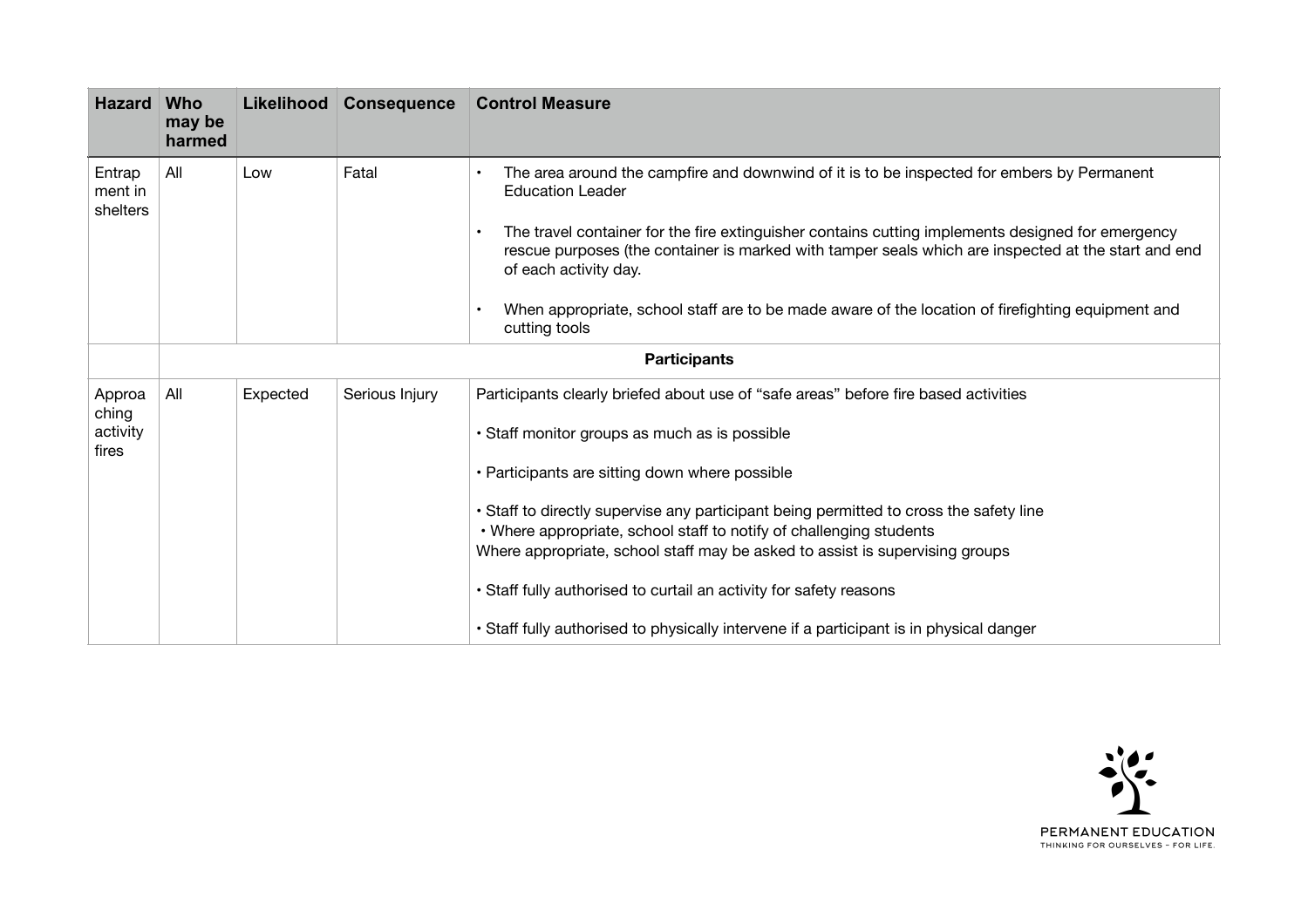| Hazard | Who may be harmed | Likelihood | Consequence | Control Measure |
|---|---|---|---|---|
| Entrapment in shelters | All | Low | Fatal | • The area around the campfire and downwind of it is to be inspected for embers by Permanent Education Leader<br><br>• The travel container for the fire extinguisher contains cutting implements designed for emergency rescue purposes (the container is marked with tamper seals which are inspected at the start and end of each activity day.<br><br>• When appropriate, school staff are to be made aware of the location of firefighting equipment and cutting tools |
| | **Participants** | | | |
| Approaching activity fires | All | Expected | Serious Injury | Participants clearly briefed about use of "safe areas" before fire based activities<br><br>• Staff monitor groups as much as is possible<br><br>• Participants are sitting down where possible<br><br>• Staff to directly supervise any participant being permitted to cross the safety line<br>• Where appropriate, school staff to notify of challenging students<br>Where appropriate, school staff may be asked to assist is supervising groups<br><br>• Staff fully authorised to curtail an activity for safety reasons<br><br>• Staff fully authorised to physically intervene if a participant is in physical danger |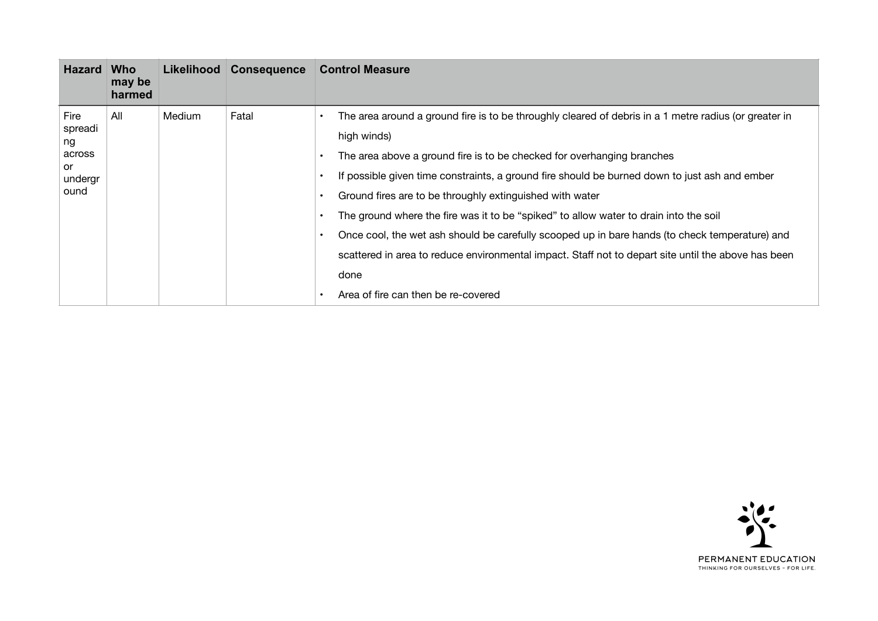| Hazard | Who may be harmed | Likelihood | Consequence | Control Measure |
|---|---|---|---|---|
| Fire spreading across or underground | All | Medium | Fatal | • The area around a ground fire is to be throughly cleared of debris in a 1 metre radius (or greater in high winds)<br>• The area above a ground fire is to be checked for overhanging branches<br>• If possible given time constraints, a ground fire should be burned down to just ash and ember<br>• Ground fires are to be throughly extinguished with water<br>• The ground where the fire was it to be "spiked" to allow water to drain into the soil<br>• Once cool, the wet ash should be carefully scooped up in bare hands (to check temperature) and scattered in area to reduce environmental impact. Staff not to depart site until the above has been done<br>• Area of fire can then be re-covered |

PERMANENT EDUCATION
THINKING FOR OURSELVES – FOR LIFE.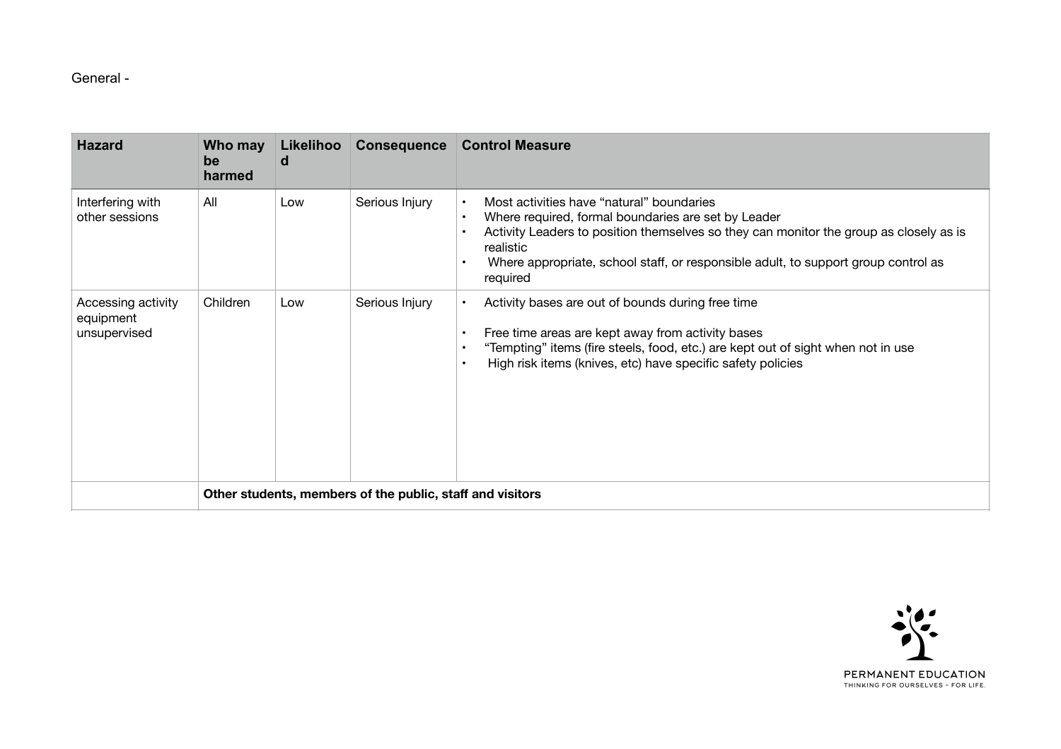General -

| Hazard | Who may be harmed | Likelihood | Consequence | Control Measure |
|---|---|---|---|---|
| Interfering with other sessions | All | Low | Serious Injury | • Most activities have “natural” boundaries<br>• Where required, formal boundaries are set by Leader<br>• Activity Leaders to position themselves so they can monitor the group as closely as is realistic<br>• Where appropriate, school staff, or responsible adult, to support group control as required |
| Accessing activity equipment unsupervised | Children | Low | Serious Injury | • Activity bases are out of bounds during free time<br>• Free time areas are kept away from activity bases<br>• “Tempting” items (fire steels, food, etc.) are kept out of sight when not in use<br>• High risk items (knives, etc) have specific safety policies |
| | **Other students, members of the public, staff and visitors** | | | |

PERMANENT EDUCATION
THINKING FOR OURSELVES – FOR LIFE.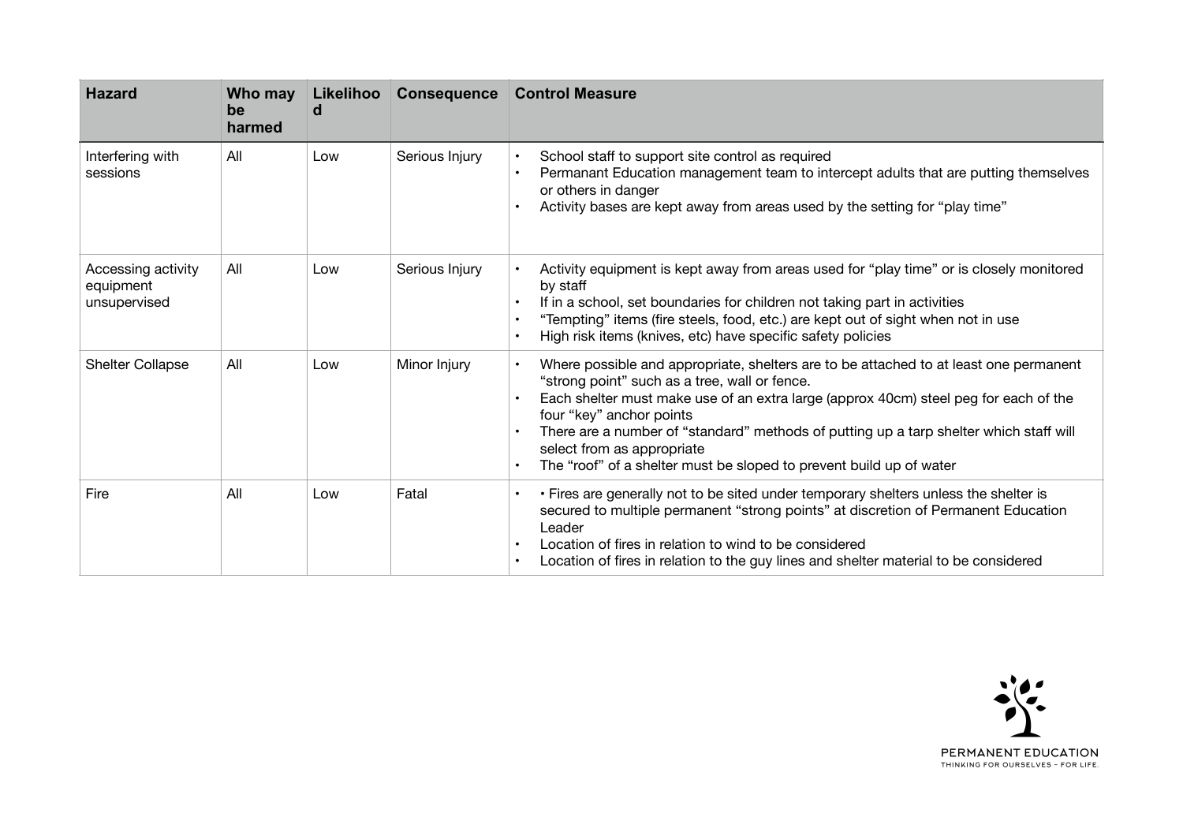| Hazard | Who may be harmed | Likelihood | Consequence | Control Measure |
|---|---|---|---|---|
| Interfering with sessions | All | Low | Serious Injury | • School staff to support site control as required<br>• Permanant Education management team to intercept adults that are putting themselves or others in danger<br>• Activity bases are kept away from areas used by the setting for "play time" |
| Accessing activity equipment unsupervised | All | Low | Serious Injury | • Activity equipment is kept away from areas used for "play time" or is closely monitored by staff<br>• If in a school, set boundaries for children not taking part in activities<br>• "Tempting" items (fire steels, food, etc.) are kept out of sight when not in use<br>• High risk items (knives, etc) have specific safety policies |
| Shelter Collapse | All | Low | Minor Injury | • Where possible and appropriate, shelters are to be attached to at least one permanent "strong point" such as a tree, wall or fence.<br>• Each shelter must make use of an extra large (approx 40cm) steel peg for each of the four "key" anchor points<br>• There are a number of "standard" methods of putting up a tarp shelter which staff will select from as appropriate<br>• The "roof" of a shelter must be sloped to prevent build up of water |
| Fire | All | Low | Fatal | • • Fires are generally not to be sited under temporary shelters unless the shelter is secured to multiple permanent "strong points" at discretion of Permanent Education Leader<br>• Location of fires in relation to wind to be considered<br>• Location of fires in relation to the guy lines and shelter material to be considered |

PERMANENT EDUCATION
THINKING FOR OURSELVES - FOR LIFE.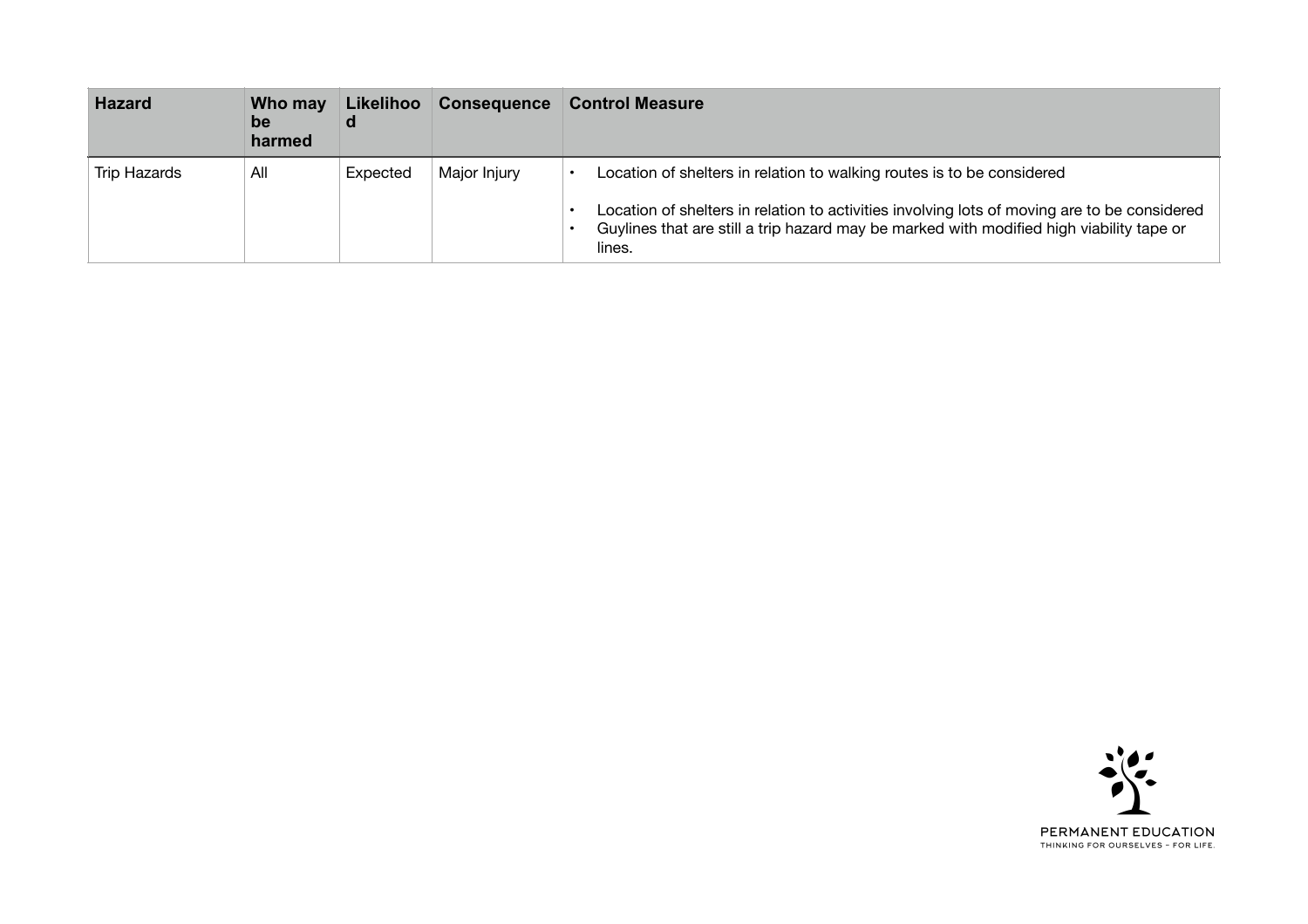| Hazard | Who may be harmed | Likelihood | Consequence | Control Measure |
|---|---|---|---|---|
| Trip Hazards | All | Expected | Major Injury | • Location of shelters in relation to walking routes is to be considered<br>• Location of shelters in relation to activities involving lots of moving are to be considered<br>• Guylines that are still a trip hazard may be marked with modified high viability tape or lines. |

PERMANENT EDUCATION
THINKING FOR OURSELVES - FOR LIFE.